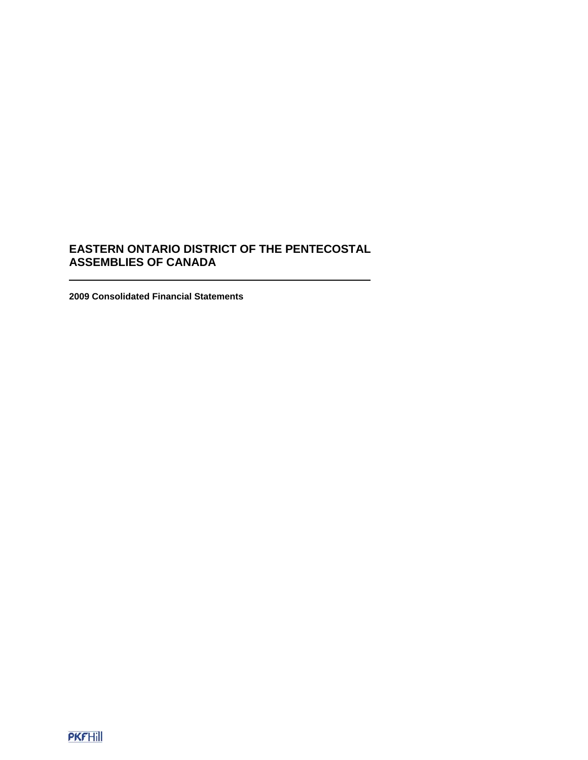# EASTERN ONTARIO DISTRICT OF THE PENTECOSTAL ASSEMBLIES OF CANADA

---

**2009 Consolidated Financial Statements**

PKF Hill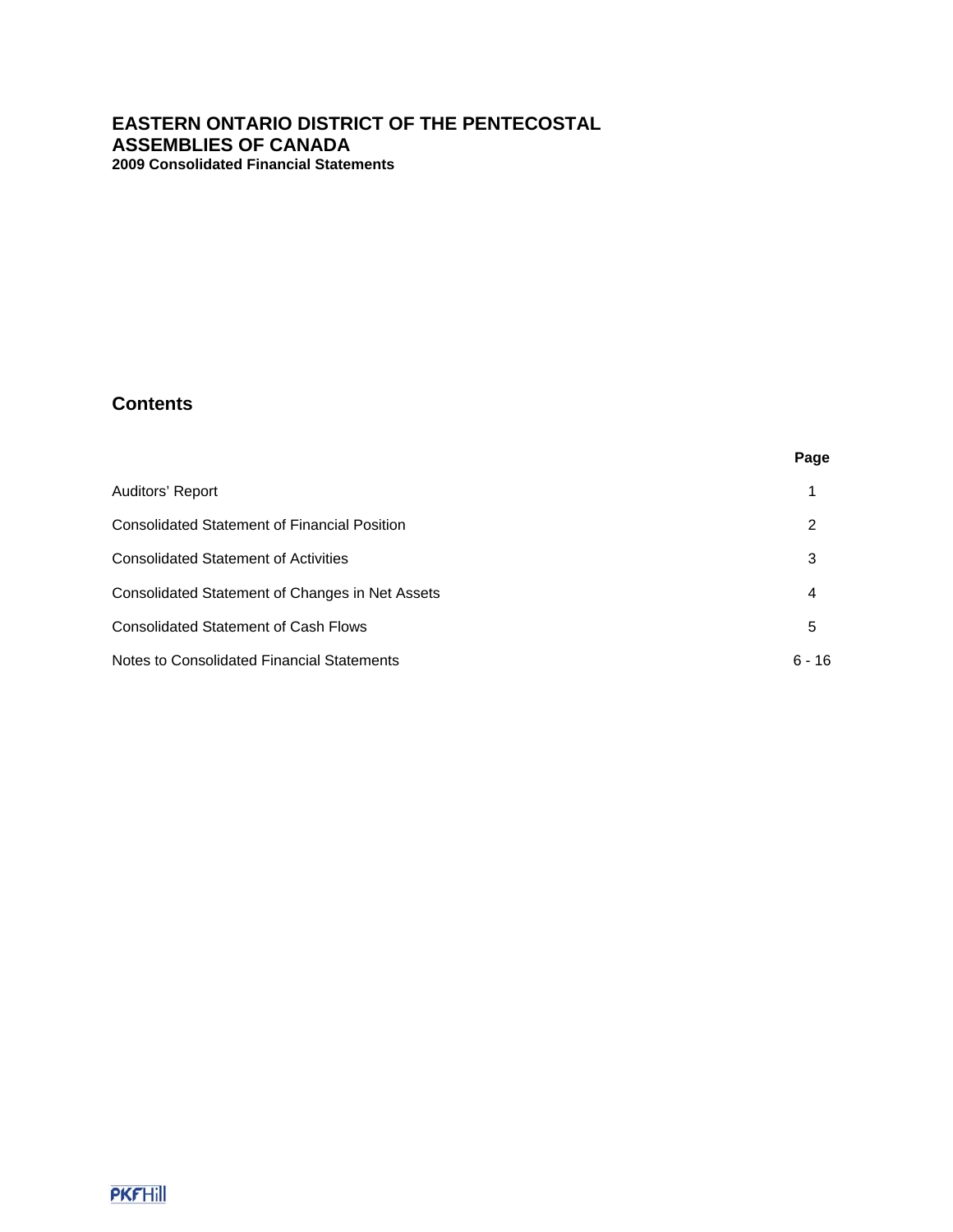# EASTERN ONTARIO DISTRICT OF THE PENTECOSTAL ASSEMBLIES OF CANADA

**2009 Consolidated Financial Statements**

## Contents

| | Page |
|---|---|
| Auditors' Report | 1 |
| Consolidated Statement of Financial Position | 2 |
| Consolidated Statement of Activities | 3 |
| Consolidated Statement of Changes in Net Assets | 4 |
| Consolidated Statement of Cash Flows | 5 |
| Notes to Consolidated Financial Statements | 6 - 16 |

PKF Hill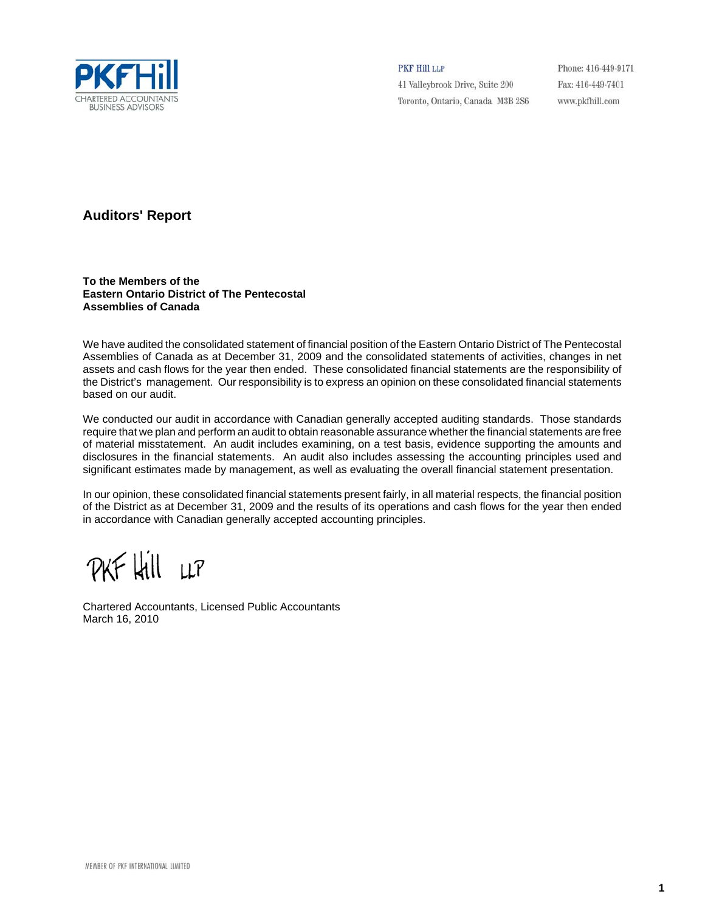PKF Hill LLP
41 Valleybrook Drive, Suite 200
Toronto, Ontario, Canada M3B 2S6

Phone: 416-449-9171
Fax: 416-449-7401
www.pkfhill.com

## Auditors' Report

**To the Members of the**
**Eastern Ontario District of The Pentecostal**
**Assemblies of Canada**

We have audited the consolidated statement of financial position of the Eastern Ontario District of The Pentecostal Assemblies of Canada as at December 31, 2009 and the consolidated statements of activities, changes in net assets and cash flows for the year then ended. These consolidated financial statements are the responsibility of the District's management. Our responsibility is to express an opinion on these consolidated financial statements based on our audit.

We conducted our audit in accordance with Canadian generally accepted auditing standards. Those standards require that we plan and perform an audit to obtain reasonable assurance whether the financial statements are free of material misstatement. An audit includes examining, on a test basis, evidence supporting the amounts and disclosures in the financial statements. An audit also includes assessing the accounting principles used and significant estimates made by management, as well as evaluating the overall financial statement presentation.

In our opinion, these consolidated financial statements present fairly, in all material respects, the financial position of the District as at December 31, 2009 and the results of its operations and cash flows for the year then ended in accordance with Canadian generally accepted accounting principles.

PKF Hill LLP

Chartered Accountants, Licensed Public Accountants
March 16, 2010

MEMBER OF PKF INTERNATIONAL LIMITED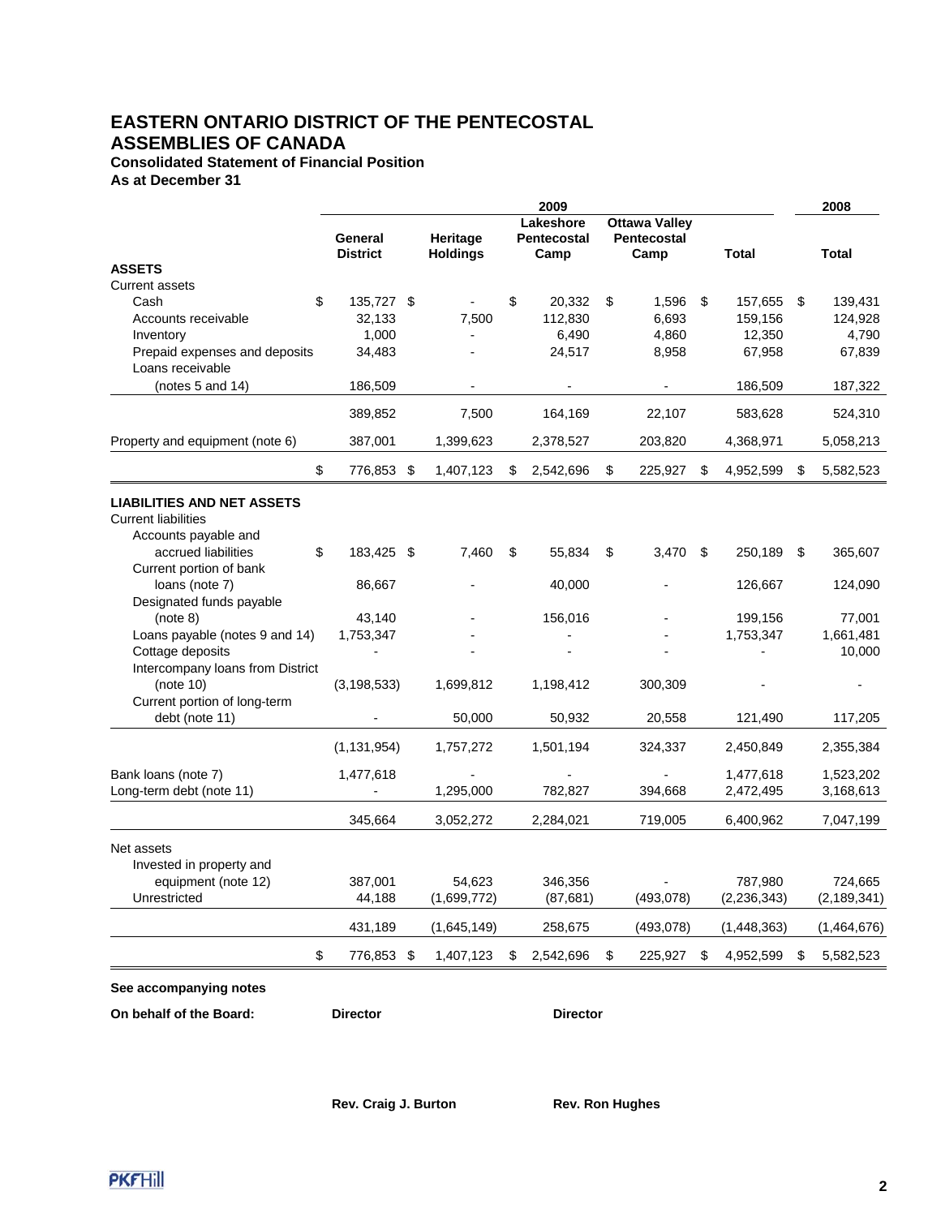# EASTERN ONTARIO DISTRICT OF THE PENTECOSTAL ASSEMBLIES OF CANADA

**Consolidated Statement of Financial Position**
**As at December 31**

| | 2009 | | | | | 2008 |
|---|---|---|---|---|---|---|
| | General District | Heritage Holdings | Lakeshore Pentecostal Camp | Ottawa Valley Pentecostal Camp | Total | Total |
| **ASSETS** | | | | | | |
| Current assets | | | | | | |
| Cash | $ 135,727 | $ - | $ 20,332 | $ 1,596 | $ 157,655 | $ 139,431 |
| Accounts receivable | 32,133 | 7,500 | 112,830 | 6,693 | 159,156 | 124,928 |
| Inventory | 1,000 | - | 6,490 | 4,860 | 12,350 | 4,790 |
| Prepaid expenses and deposits | 34,483 | - | 24,517 | 8,958 | 67,958 | 67,839 |
| Loans receivable (notes 5 and 14) | 186,509 | - | - | - | 186,509 | 187,322 |
| | 389,852 | 7,500 | 164,169 | 22,107 | 583,628 | 524,310 |
| Property and equipment (note 6) | 387,001 | 1,399,623 | 2,378,527 | 203,820 | 4,368,971 | 5,058,213 |
| | $ 776,853 | $ 1,407,123 | $ 2,542,696 | $ 225,927 | $ 4,952,599 | $ 5,582,523 |
| **LIABILITIES AND NET ASSETS** | | | | | | |
| Current liabilities | | | | | | |
| Accounts payable and accrued liabilities | $ 183,425 | $ 7,460 | $ 55,834 | $ 3,470 | $ 250,189 | $ 365,607 |
| Current portion of bank loans (note 7) | 86,667 | - | 40,000 | - | 126,667 | 124,090 |
| Designated funds payable (note 8) | 43,140 | - | 156,016 | - | 199,156 | 77,001 |
| Loans payable (notes 9 and 14) | 1,753,347 | - | - | - | 1,753,347 | 1,661,481 |
| Cottage deposits | - | - | - | - | - | 10,000 |
| Intercompany loans from District (note 10) | (3,198,533) | 1,699,812 | 1,198,412 | 300,309 | - | - |
| Current portion of long-term debt (note 11) | - | 50,000 | 50,932 | 20,558 | 121,490 | 117,205 |
| | (1,131,954) | 1,757,272 | 1,501,194 | 324,337 | 2,450,849 | 2,355,384 |
| Bank loans (note 7) | 1,477,618 | - | - | - | 1,477,618 | 1,523,202 |
| Long-term debt (note 11) | - | 1,295,000 | 782,827 | 394,668 | 2,472,495 | 3,168,613 |
| | 345,664 | 3,052,272 | 2,284,021 | 719,005 | 6,400,962 | 7,047,199 |
| Net assets | | | | | | |
| Invested in property and equipment (note 12) | 387,001 | 54,623 | 346,356 | - | 787,980 | 724,665 |
| Unrestricted | 44,188 | (1,699,772) | (87,681) | (493,078) | (2,236,343) | (2,189,341) |
| | 431,189 | (1,645,149) | 258,675 | (493,078) | (1,448,363) | (1,464,676) |
| | $ 776,853 | $ 1,407,123 | $ 2,542,696 | $ 225,927 | $ 4,952,599 | $ 5,582,523 |

**See accompanying notes**

**On behalf of the Board:** **Director** **Director**

**Rev. Craig J. Burton** **Rev. Ron Hughes**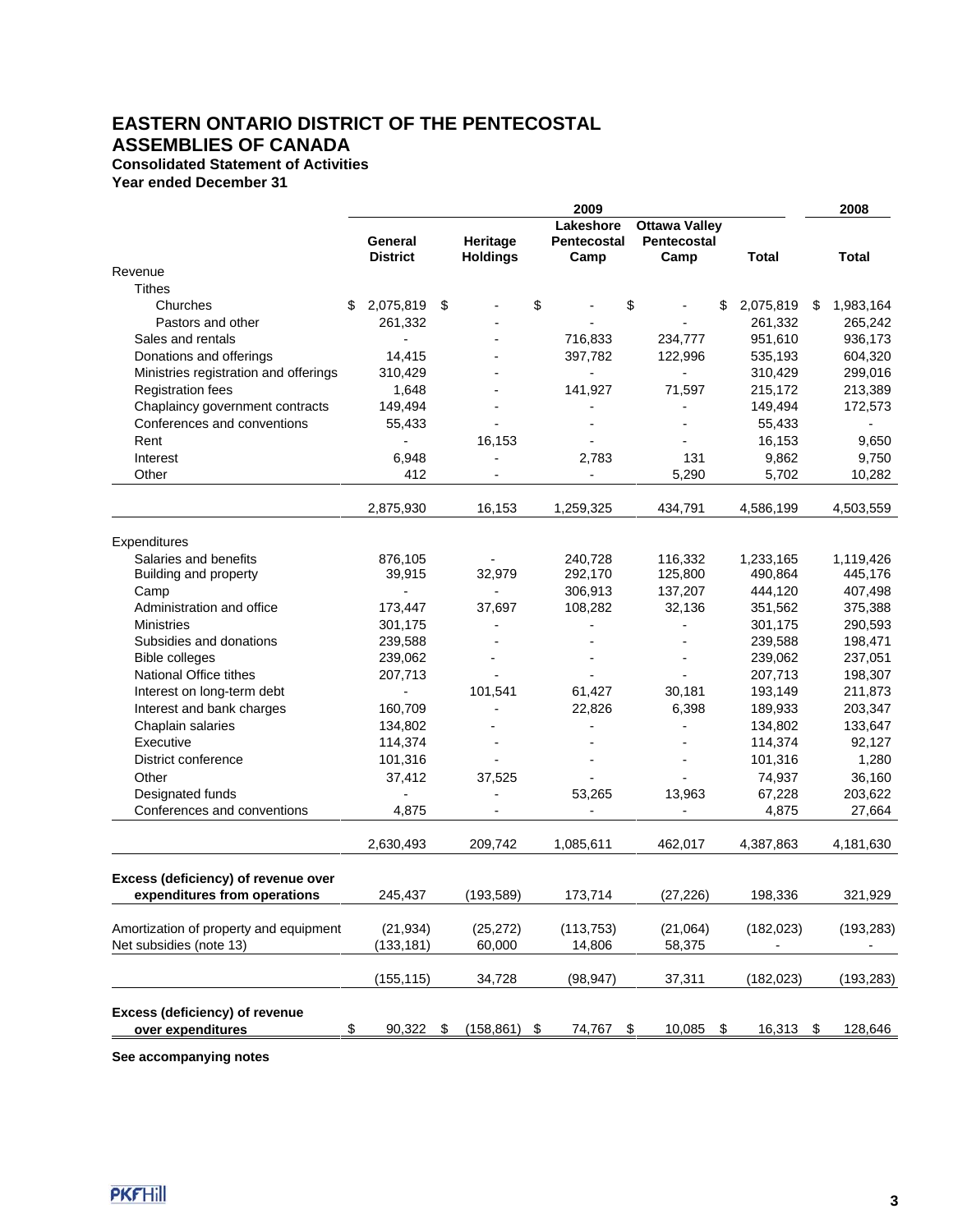# EASTERN ONTARIO DISTRICT OF THE PENTECOSTAL ASSEMBLIES OF CANADA

**Consolidated Statement of Activities**

**Year ended December 31**

| | 2009 | | | | | 2008 |
|---|---|---|---|---|---|---|
| | General District | Heritage Holdings | Lakeshore Pentecostal Camp | Ottawa Valley Pentecostal Camp | Total | Total |
| Revenue | | | | | | |
| Tithes | | | | | | |
| Churches | $ 2,075,819 | $ - | $ - | $ - | $ 2,075,819 | $ 1,983,164 |
| Pastors and other | 261,332 | - | - | - | 261,332 | 265,242 |
| Sales and rentals | - | - | 716,833 | 234,777 | 951,610 | 936,173 |
| Donations and offerings | 14,415 | - | 397,782 | 122,996 | 535,193 | 604,320 |
| Ministries registration and offerings | 310,429 | - | - | - | 310,429 | 299,016 |
| Registration fees | 1,648 | - | 141,927 | 71,597 | 215,172 | 213,389 |
| Chaplaincy government contracts | 149,494 | - | - | - | 149,494 | 172,573 |
| Conferences and conventions | 55,433 | - | - | - | 55,433 | - |
| Rent | - | 16,153 | - | - | 16,153 | 9,650 |
| Interest | 6,948 | - | 2,783 | 131 | 9,862 | 9,750 |
| Other | 412 | - | - | 5,290 | 5,702 | 10,282 |
| | 2,875,930 | 16,153 | 1,259,325 | 434,791 | 4,586,199 | 4,503,559 |
| Expenditures | | | | | | |
| Salaries and benefits | 876,105 | - | 240,728 | 116,332 | 1,233,165 | 1,119,426 |
| Building and property | 39,915 | 32,979 | 292,170 | 125,800 | 490,864 | 445,176 |
| Camp | - | - | 306,913 | 137,207 | 444,120 | 407,498 |
| Administration and office | 173,447 | 37,697 | 108,282 | 32,136 | 351,562 | 375,388 |
| Ministries | 301,175 | - | - | - | 301,175 | 290,593 |
| Subsidies and donations | 239,588 | - | - | - | 239,588 | 198,471 |
| Bible colleges | 239,062 | - | - | - | 239,062 | 237,051 |
| National Office tithes | 207,713 | - | - | - | 207,713 | 198,307 |
| Interest on long-term debt | - | 101,541 | 61,427 | 30,181 | 193,149 | 211,873 |
| Interest and bank charges | 160,709 | - | 22,826 | 6,398 | 189,933 | 203,347 |
| Chaplain salaries | 134,802 | - | - | - | 134,802 | 133,647 |
| Executive | 114,374 | - | - | - | 114,374 | 92,127 |
| District conference | 101,316 | - | - | - | 101,316 | 1,280 |
| Other | 37,412 | 37,525 | - | - | 74,937 | 36,160 |
| Designated funds | - | - | 53,265 | 13,963 | 67,228 | 203,622 |
| Conferences and conventions | 4,875 | - | - | - | 4,875 | 27,664 |
| | 2,630,493 | 209,742 | 1,085,611 | 462,017 | 4,387,863 | 4,181,630 |
| **Excess (deficiency) of revenue over expenditures from operations** | 245,437 | (193,589) | 173,714 | (27,226) | 198,336 | 321,929 |
| Amortization of property and equipment | (21,934) | (25,272) | (113,753) | (21,064) | (182,023) | (193,283) |
| Net subsidies (note 13) | (133,181) | 60,000 | 14,806 | 58,375 | - | - |
| | (155,115) | 34,728 | (98,947) | 37,311 | (182,023) | (193,283) |
| **Excess (deficiency) of revenue over expenditures** | $ 90,322 | $ (158,861) | $ 74,767 | $ 10,085 | $ 16,313 | $ 128,646 |

**See accompanying notes**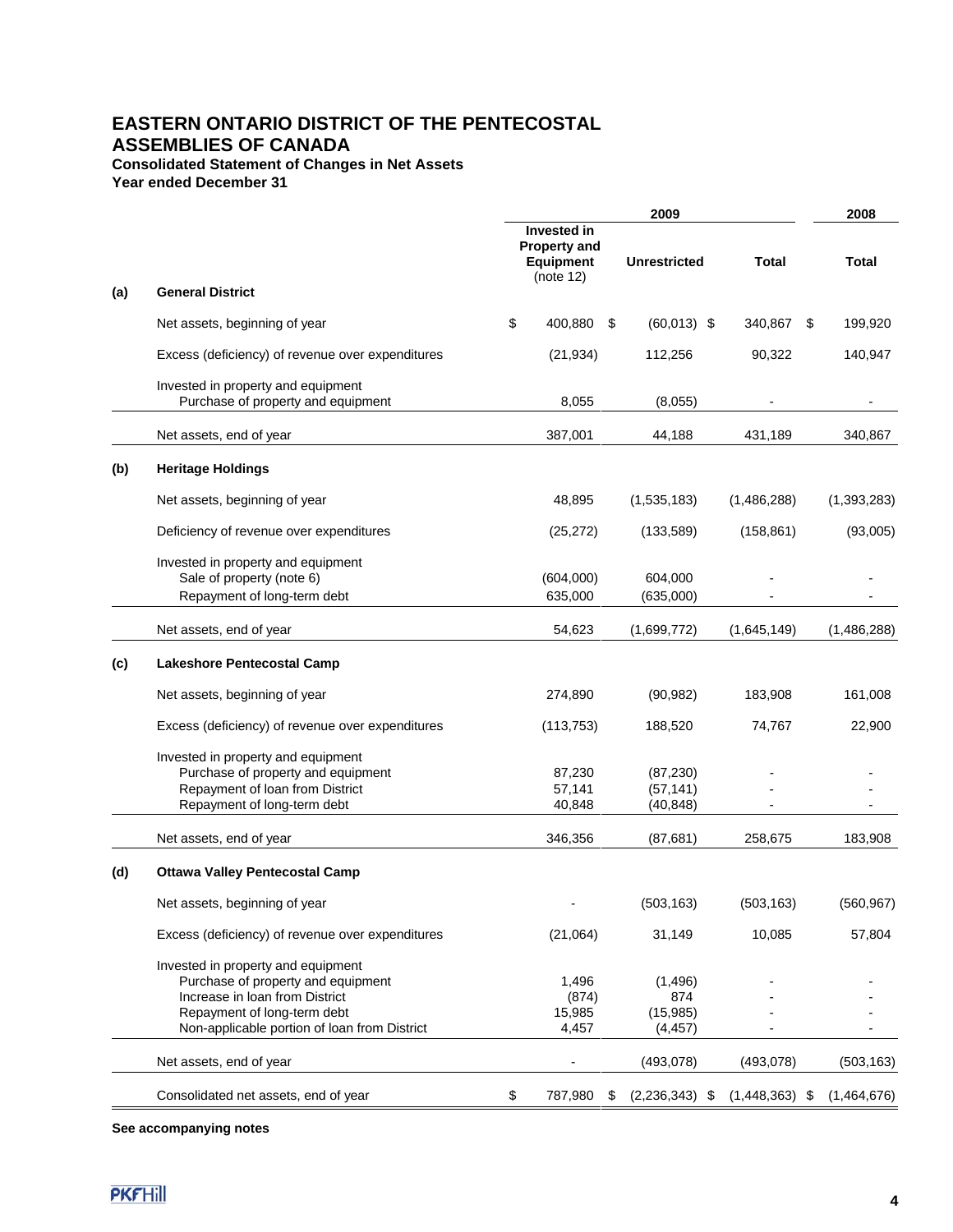# EASTERN ONTARIO DISTRICT OF THE PENTECOSTAL ASSEMBLIES OF CANADA

**Consolidated Statement of Changes in Net Assets**
**Year ended December 31**

| | | 2009 | | | 2008 |
|---|---|---|---|---|---|
| | | **Invested in Property and Equipment** (note 12) | **Unrestricted** | **Total** | **Total** |
| **(a)** | **General District** | | | | |
| | Net assets, beginning of year | $ 400,880 | $ (60,013) | $ 340,867 | $ 199,920 |
| | Excess (deficiency) of revenue over expenditures | (21,934) | 112,256 | 90,322 | 140,947 |
| | Invested in property and equipment | | | | |
| | Purchase of property and equipment | 8,055 | (8,055) | - | - |
| | Net assets, end of year | 387,001 | 44,188 | 431,189 | 340,867 |
| **(b)** | **Heritage Holdings** | | | | |
| | Net assets, beginning of year | 48,895 | (1,535,183) | (1,486,288) | (1,393,283) |
| | Deficiency of revenue over expenditures | (25,272) | (133,589) | (158,861) | (93,005) |
| | Invested in property and equipment | | | | |
| | Sale of property (note 6) | (604,000) | 604,000 | - | - |
| | Repayment of long-term debt | 635,000 | (635,000) | - | - |
| | Net assets, end of year | 54,623 | (1,699,772) | (1,645,149) | (1,486,288) |
| **(c)** | **Lakeshore Pentecostal Camp** | | | | |
| | Net assets, beginning of year | 274,890 | (90,982) | 183,908 | 161,008 |
| | Excess (deficiency) of revenue over expenditures | (113,753) | 188,520 | 74,767 | 22,900 |
| | Invested in property and equipment | | | | |
| | Purchase of property and equipment | 87,230 | (87,230) | - | - |
| | Repayment of loan from District | 57,141 | (57,141) | - | - |
| | Repayment of long-term debt | 40,848 | (40,848) | - | - |
| | Net assets, end of year | 346,356 | (87,681) | 258,675 | 183,908 |
| **(d)** | **Ottawa Valley Pentecostal Camp** | | | | |
| | Net assets, beginning of year | - | (503,163) | (503,163) | (560,967) |
| | Excess (deficiency) of revenue over expenditures | (21,064) | 31,149 | 10,085 | 57,804 |
| | Invested in property and equipment | | | | |
| | Purchase of property and equipment | 1,496 | (1,496) | - | - |
| | Increase in loan from District | (874) | 874 | - | - |
| | Repayment of long-term debt | 15,985 | (15,985) | - | - |
| | Non-applicable portion of loan from District | 4,457 | (4,457) | - | - |
| | Net assets, end of year | - | (493,078) | (493,078) | (503,163) |
| | Consolidated net assets, end of year | $ 787,980 | $ (2,236,343) | $ (1,448,363) | $ (1,464,676) |

**See accompanying notes**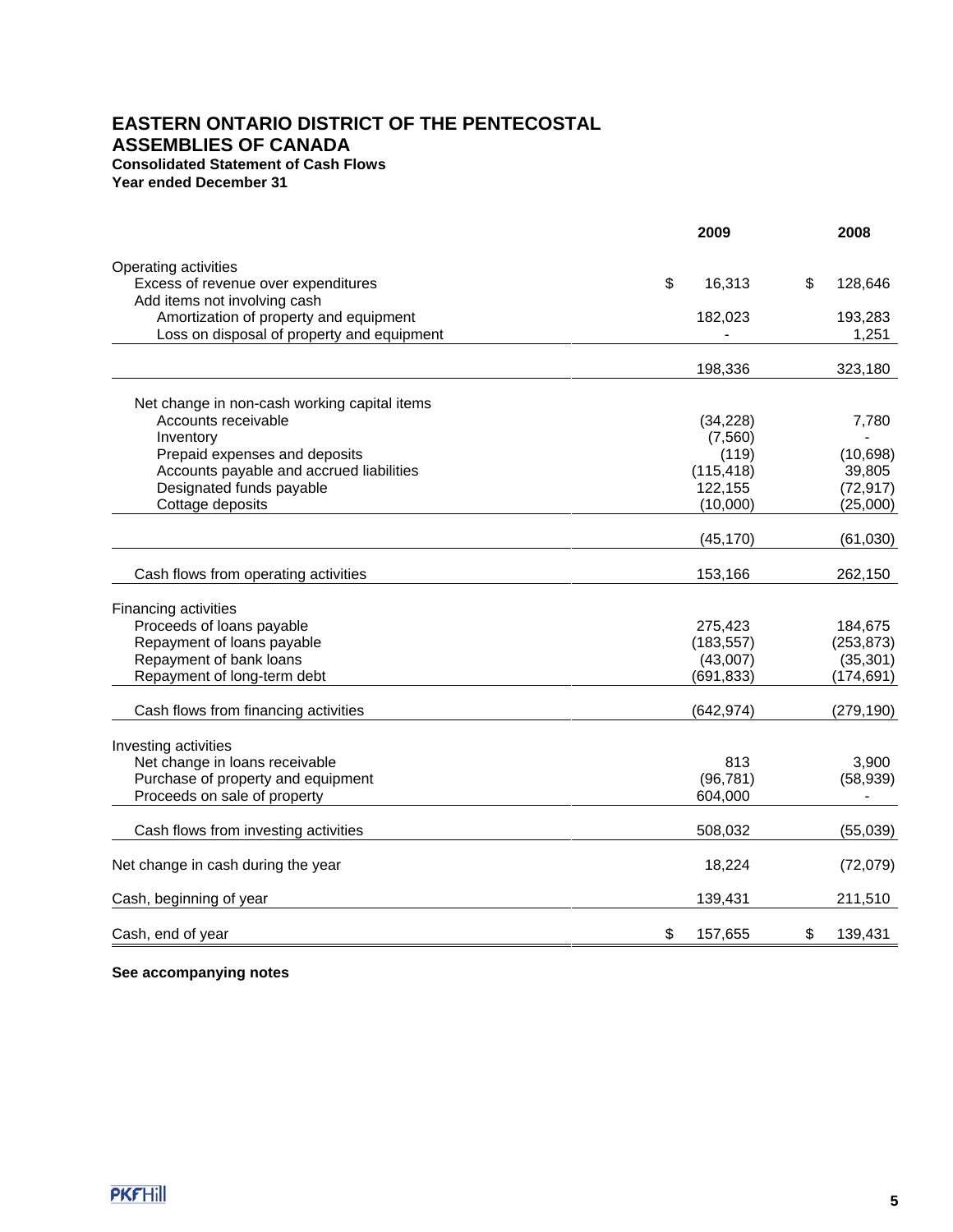# EASTERN ONTARIO DISTRICT OF THE PENTECOSTAL ASSEMBLIES OF CANADA

**Consolidated Statement of Cash Flows**
**Year ended December 31**

| | 2009 | 2008 |
|---|---|---|
| Operating activities | | |
| Excess of revenue over expenditures | $ 16,313 | $ 128,646 |
| Add items not involving cash | | |
| Amortization of property and equipment | 182,023 | 193,283 |
| Loss on disposal of property and equipment | - | 1,251 |
| | 198,336 | 323,180 |
| Net change in non-cash working capital items | | |
| Accounts receivable | (34,228) | 7,780 |
| Inventory | (7,560) | - |
| Prepaid expenses and deposits | (119) | (10,698) |
| Accounts payable and accrued liabilities | (115,418) | 39,805 |
| Designated funds payable | 122,155 | (72,917) |
| Cottage deposits | (10,000) | (25,000) |
| | (45,170) | (61,030) |
| Cash flows from operating activities | 153,166 | 262,150 |
| Financing activities | | |
| Proceeds of loans payable | 275,423 | 184,675 |
| Repayment of loans payable | (183,557) | (253,873) |
| Repayment of bank loans | (43,007) | (35,301) |
| Repayment of long-term debt | (691,833) | (174,691) |
| Cash flows from financing activities | (642,974) | (279,190) |
| Investing activities | | |
| Net change in loans receivable | 813 | 3,900 |
| Purchase of property and equipment | (96,781) | (58,939) |
| Proceeds on sale of property | 604,000 | - |
| Cash flows from investing activities | 508,032 | (55,039) |
| Net change in cash during the year | 18,224 | (72,079) |
| Cash, beginning of year | 139,431 | 211,510 |
| Cash, end of year | $ 157,655 | $ 139,431 |

**See accompanying notes**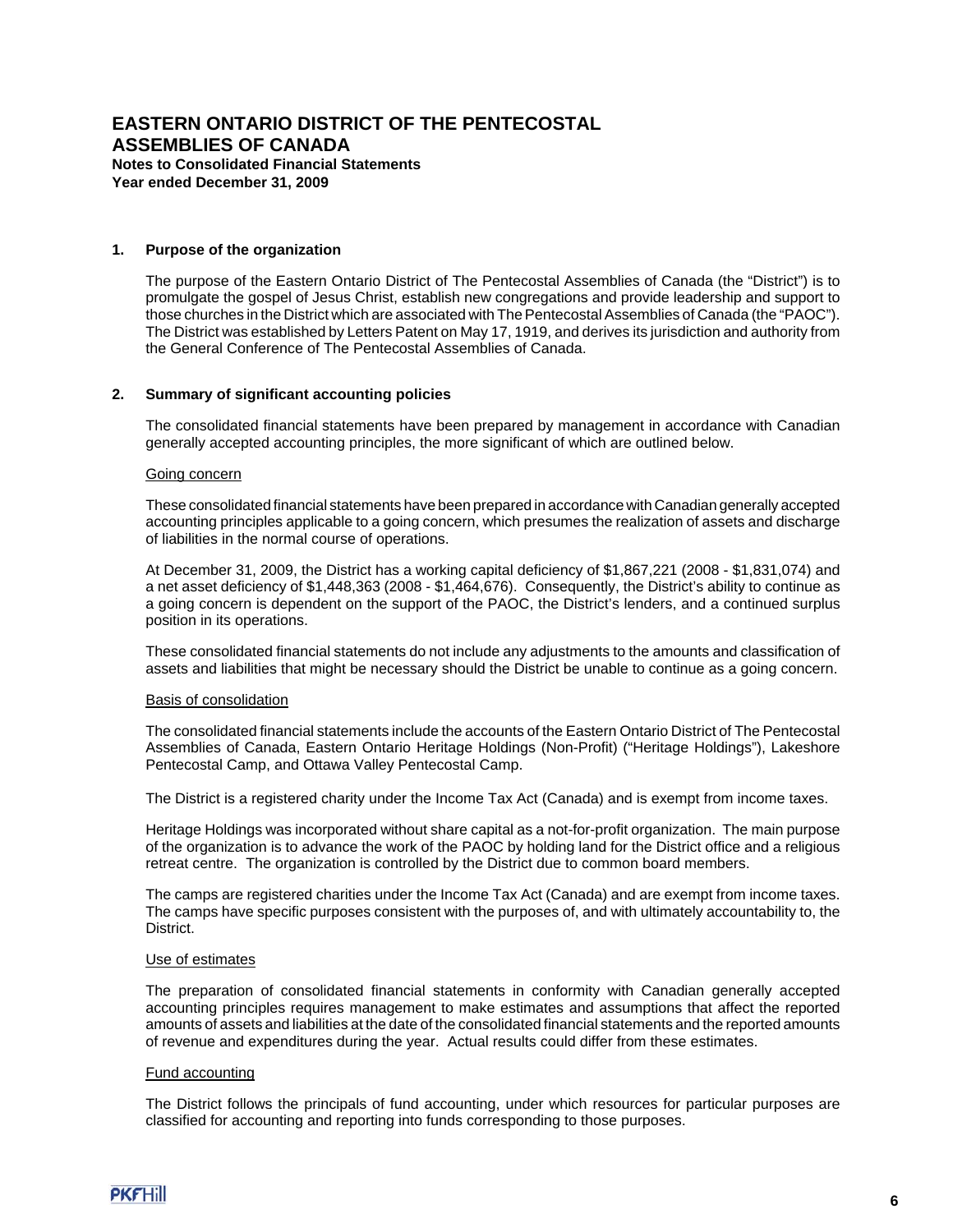# EASTERN ONTARIO DISTRICT OF THE PENTECOSTAL ASSEMBLIES OF CANADA

**Notes to Consolidated Financial Statements**
**Year ended December 31, 2009**

## 1. Purpose of the organization

The purpose of the Eastern Ontario District of The Pentecostal Assemblies of Canada (the "District") is to promulgate the gospel of Jesus Christ, establish new congregations and provide leadership and support to those churches in the District which are associated with The Pentecostal Assemblies of Canada (the "PAOC"). The District was established by Letters Patent on May 17, 1919, and derives its jurisdiction and authority from the General Conference of The Pentecostal Assemblies of Canada.

## 2. Summary of significant accounting policies

The consolidated financial statements have been prepared by management in accordance with Canadian generally accepted accounting principles, the more significant of which are outlined below.

### Going concern

These consolidated financial statements have been prepared in accordance with Canadian generally accepted accounting principles applicable to a going concern, which presumes the realization of assets and discharge of liabilities in the normal course of operations.

At December 31, 2009, the District has a working capital deficiency of $1,867,221 (2008 - $1,831,074) and a net asset deficiency of $1,448,363 (2008 - $1,464,676). Consequently, the District's ability to continue as a going concern is dependent on the support of the PAOC, the District's lenders, and a continued surplus position in its operations.

These consolidated financial statements do not include any adjustments to the amounts and classification of assets and liabilities that might be necessary should the District be unable to continue as a going concern.

### Basis of consolidation

The consolidated financial statements include the accounts of the Eastern Ontario District of The Pentecostal Assemblies of Canada, Eastern Ontario Heritage Holdings (Non-Profit) ("Heritage Holdings"), Lakeshore Pentecostal Camp, and Ottawa Valley Pentecostal Camp.

The District is a registered charity under the Income Tax Act (Canada) and is exempt from income taxes.

Heritage Holdings was incorporated without share capital as a not-for-profit organization. The main purpose of the organization is to advance the work of the PAOC by holding land for the District office and a religious retreat centre. The organization is controlled by the District due to common board members.

The camps are registered charities under the Income Tax Act (Canada) and are exempt from income taxes. The camps have specific purposes consistent with the purposes of, and with ultimately accountability to, the District.

### Use of estimates

The preparation of consolidated financial statements in conformity with Canadian generally accepted accounting principles requires management to make estimates and assumptions that affect the reported amounts of assets and liabilities at the date of the consolidated financial statements and the reported amounts of revenue and expenditures during the year. Actual results could differ from these estimates.

### Fund accounting

The District follows the principals of fund accounting, under which resources for particular purposes are classified for accounting and reporting into funds corresponding to those purposes.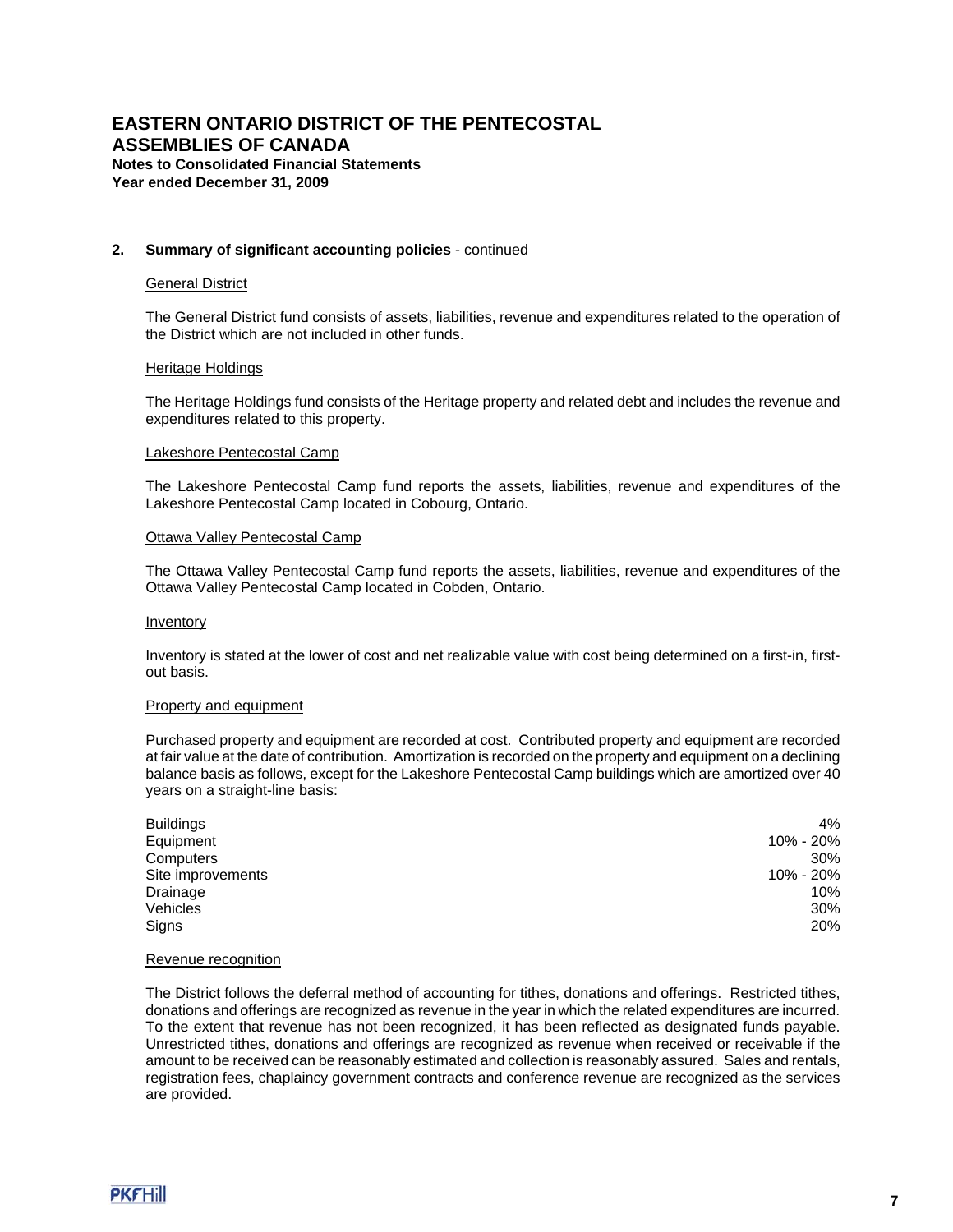# EASTERN ONTARIO DISTRICT OF THE PENTECOSTAL ASSEMBLIES OF CANADA

**Notes to Consolidated Financial Statements**
**Year ended December 31, 2009**

**2. Summary of significant accounting policies** - continued

General District

The General District fund consists of assets, liabilities, revenue and expenditures related to the operation of the District which are not included in other funds.

Heritage Holdings

The Heritage Holdings fund consists of the Heritage property and related debt and includes the revenue and expenditures related to this property.

Lakeshore Pentecostal Camp

The Lakeshore Pentecostal Camp fund reports the assets, liabilities, revenue and expenditures of the Lakeshore Pentecostal Camp located in Cobourg, Ontario.

Ottawa Valley Pentecostal Camp

The Ottawa Valley Pentecostal Camp fund reports the assets, liabilities, revenue and expenditures of the Ottawa Valley Pentecostal Camp located in Cobden, Ontario.

Inventory

Inventory is stated at the lower of cost and net realizable value with cost being determined on a first-in, first-out basis.

Property and equipment

Purchased property and equipment are recorded at cost. Contributed property and equipment are recorded at fair value at the date of contribution. Amortization is recorded on the property and equipment on a declining balance basis as follows, except for the Lakeshore Pentecostal Camp buildings which are amortized over 40 years on a straight-line basis:

| | |
|---|---|
| Buildings | 4% |
| Equipment | 10% - 20% |
| Computers | 30% |
| Site improvements | 10% - 20% |
| Drainage | 10% |
| Vehicles | 30% |
| Signs | 20% |

Revenue recognition

The District follows the deferral method of accounting for tithes, donations and offerings. Restricted tithes, donations and offerings are recognized as revenue in the year in which the related expenditures are incurred. To the extent that revenue has not been recognized, it has been reflected as designated funds payable. Unrestricted tithes, donations and offerings are recognized as revenue when received or receivable if the amount to be received can be reasonably estimated and collection is reasonably assured. Sales and rentals, registration fees, chaplaincy government contracts and conference revenue are recognized as the services are provided.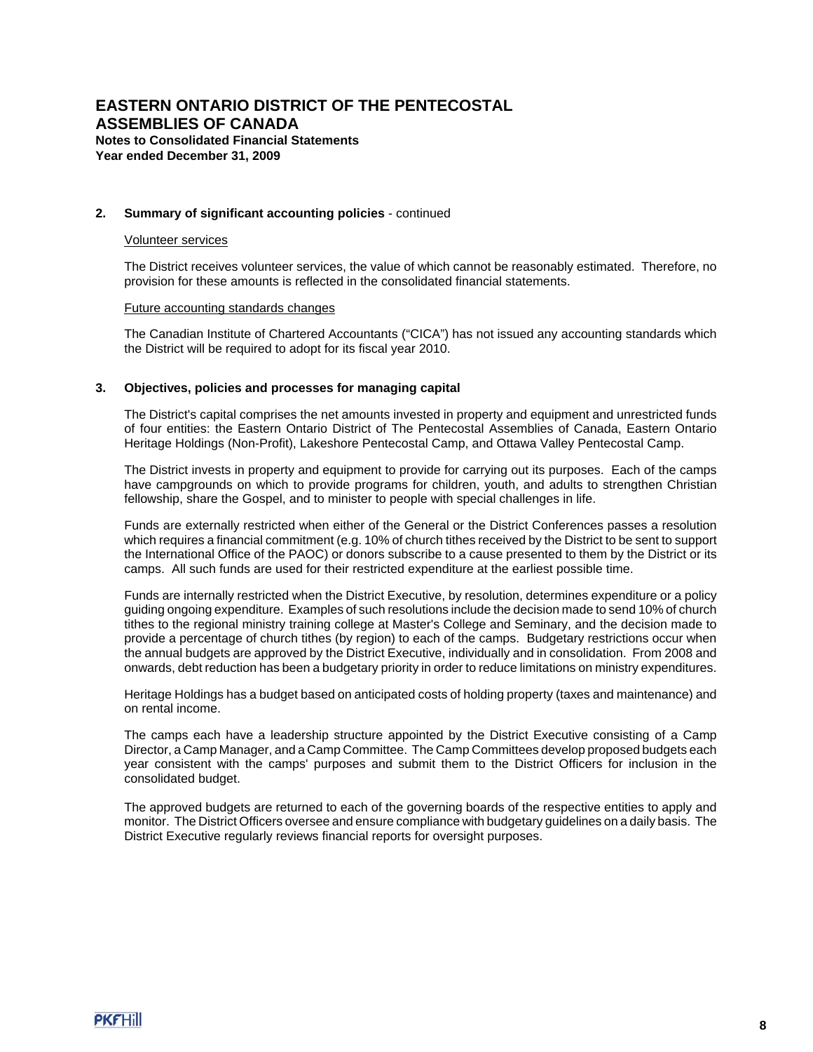# EASTERN ONTARIO DISTRICT OF THE PENTECOSTAL ASSEMBLIES OF CANADA

**Notes to Consolidated Financial Statements**
**Year ended December 31, 2009**

**2. Summary of significant accounting policies** - continued

Volunteer services

The District receives volunteer services, the value of which cannot be reasonably estimated. Therefore, no provision for these amounts is reflected in the consolidated financial statements.

Future accounting standards changes

The Canadian Institute of Chartered Accountants ("CICA") has not issued any accounting standards which the District will be required to adopt for its fiscal year 2010.

**3. Objectives, policies and processes for managing capital**

The District's capital comprises the net amounts invested in property and equipment and unrestricted funds of four entities: the Eastern Ontario District of The Pentecostal Assemblies of Canada, Eastern Ontario Heritage Holdings (Non-Profit), Lakeshore Pentecostal Camp, and Ottawa Valley Pentecostal Camp.

The District invests in property and equipment to provide for carrying out its purposes. Each of the camps have campgrounds on which to provide programs for children, youth, and adults to strengthen Christian fellowship, share the Gospel, and to minister to people with special challenges in life.

Funds are externally restricted when either of the General or the District Conferences passes a resolution which requires a financial commitment (e.g. 10% of church tithes received by the District to be sent to support the International Office of the PAOC) or donors subscribe to a cause presented to them by the District or its camps. All such funds are used for their restricted expenditure at the earliest possible time.

Funds are internally restricted when the District Executive, by resolution, determines expenditure or a policy guiding ongoing expenditure. Examples of such resolutions include the decision made to send 10% of church tithes to the regional ministry training college at Master's College and Seminary, and the decision made to provide a percentage of church tithes (by region) to each of the camps. Budgetary restrictions occur when the annual budgets are approved by the District Executive, individually and in consolidation. From 2008 and onwards, debt reduction has been a budgetary priority in order to reduce limitations on ministry expenditures.

Heritage Holdings has a budget based on anticipated costs of holding property (taxes and maintenance) and on rental income.

The camps each have a leadership structure appointed by the District Executive consisting of a Camp Director, a Camp Manager, and a Camp Committee. The Camp Committees develop proposed budgets each year consistent with the camps' purposes and submit them to the District Officers for inclusion in the consolidated budget.

The approved budgets are returned to each of the governing boards of the respective entities to apply and monitor. The District Officers oversee and ensure compliance with budgetary guidelines on a daily basis. The District Executive regularly reviews financial reports for oversight purposes.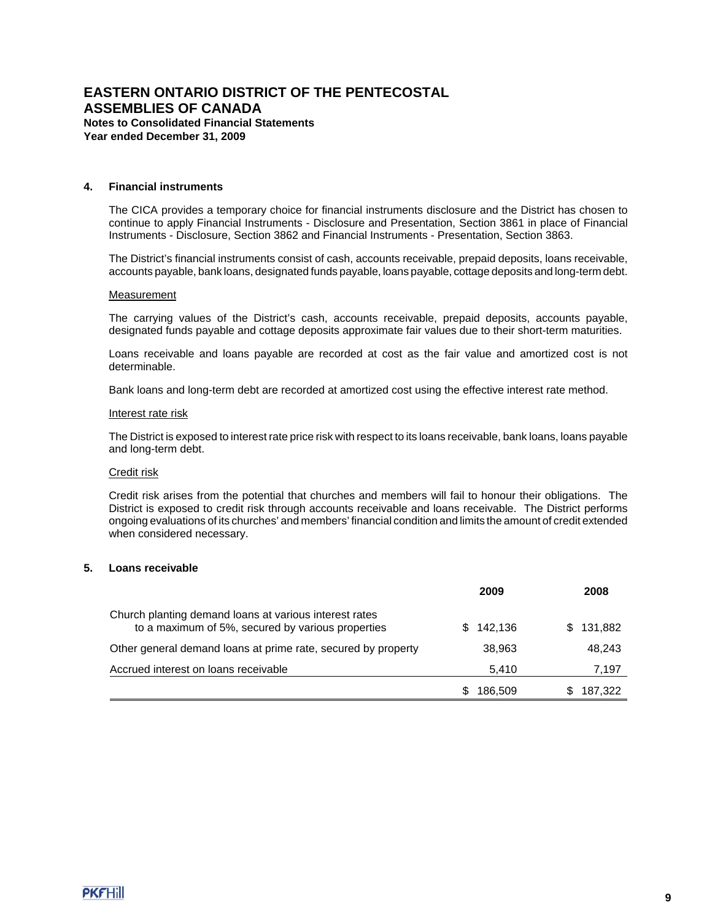# EASTERN ONTARIO DISTRICT OF THE PENTECOSTAL ASSEMBLIES OF CANADA

**Notes to Consolidated Financial Statements**
**Year ended December 31, 2009**

## 4. Financial instruments

The CICA provides a temporary choice for financial instruments disclosure and the District has chosen to continue to apply Financial Instruments - Disclosure and Presentation, Section 3861 in place of Financial Instruments - Disclosure, Section 3862 and Financial Instruments - Presentation, Section 3863.

The District's financial instruments consist of cash, accounts receivable, prepaid deposits, loans receivable, accounts payable, bank loans, designated funds payable, loans payable, cottage deposits and long-term debt.

Measurement

The carrying values of the District's cash, accounts receivable, prepaid deposits, accounts payable, designated funds payable and cottage deposits approximate fair values due to their short-term maturities.

Loans receivable and loans payable are recorded at cost as the fair value and amortized cost is not determinable.

Bank loans and long-term debt are recorded at amortized cost using the effective interest rate method.

Interest rate risk

The District is exposed to interest rate price risk with respect to its loans receivable, bank loans, loans payable and long-term debt.

Credit risk

Credit risk arises from the potential that churches and members will fail to honour their obligations. The District is exposed to credit risk through accounts receivable and loans receivable. The District performs ongoing evaluations of its churches' and members' financial condition and limits the amount of credit extended when considered necessary.

## 5. Loans receivable

| | 2009 | 2008 |
|---|---|---|
| Church planting demand loans at various interest rates to a maximum of 5%, secured by various properties | $ 142,136 | $ 131,882 |
| Other general demand loans at prime rate, secured by property | 38,963 | 48,243 |
| Accrued interest on loans receivable | 5,410 | 7,197 |
| | $ 186,509 | $ 187,322 |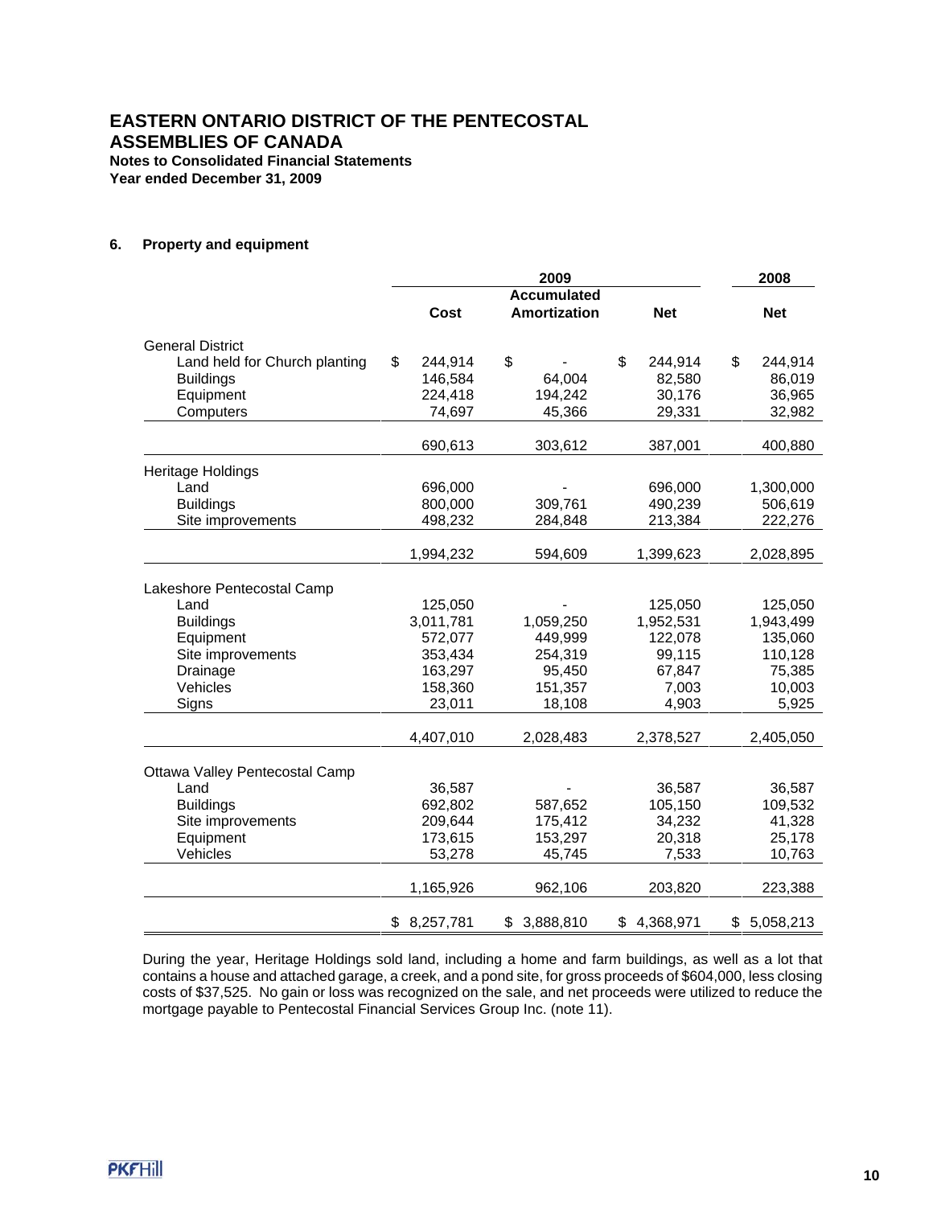# EASTERN ONTARIO DISTRICT OF THE PENTECOSTAL ASSEMBLIES OF CANADA

**Notes to Consolidated Financial Statements**
**Year ended December 31, 2009**

## 6. Property and equipment

| | 2009 | | | 2008 |
|---|---|---|---|---|
| | Cost | Accumulated Amortization | Net | Net |
| **General District** | | | | |
| Land held for Church planting | $ 244,914 | $ - | $ 244,914 | $ 244,914 |
| Buildings | 146,584 | 64,004 | 82,580 | 86,019 |
| Equipment | 224,418 | 194,242 | 30,176 | 36,965 |
| Computers | 74,697 | 45,366 | 29,331 | 32,982 |
| | 690,613 | 303,612 | 387,001 | 400,880 |
| **Heritage Holdings** | | | | |
| Land | 696,000 | - | 696,000 | 1,300,000 |
| Buildings | 800,000 | 309,761 | 490,239 | 506,619 |
| Site improvements | 498,232 | 284,848 | 213,384 | 222,276 |
| | 1,994,232 | 594,609 | 1,399,623 | 2,028,895 |
| **Lakeshore Pentecostal Camp** | | | | |
| Land | 125,050 | - | 125,050 | 125,050 |
| Buildings | 3,011,781 | 1,059,250 | 1,952,531 | 1,943,499 |
| Equipment | 572,077 | 449,999 | 122,078 | 135,060 |
| Site improvements | 353,434 | 254,319 | 99,115 | 110,128 |
| Drainage | 163,297 | 95,450 | 67,847 | 75,385 |
| Vehicles | 158,360 | 151,357 | 7,003 | 10,003 |
| Signs | 23,011 | 18,108 | 4,903 | 5,925 |
| | 4,407,010 | 2,028,483 | 2,378,527 | 2,405,050 |
| **Ottawa Valley Pentecostal Camp** | | | | |
| Land | 36,587 | - | 36,587 | 36,587 |
| Buildings | 692,802 | 587,652 | 105,150 | 109,532 |
| Site improvements | 209,644 | 175,412 | 34,232 | 41,328 |
| Equipment | 173,615 | 153,297 | 20,318 | 25,178 |
| Vehicles | 53,278 | 45,745 | 7,533 | 10,763 |
| | 1,165,926 | 962,106 | 203,820 | 223,388 |
| | $ 8,257,781 | $ 3,888,810 | $ 4,368,971 | $ 5,058,213 |

During the year, Heritage Holdings sold land, including a home and farm buildings, as well as a lot that contains a house and attached garage, a creek, and a pond site, for gross proceeds of $604,000, less closing costs of $37,525. No gain or loss was recognized on the sale, and net proceeds were utilized to reduce the mortgage payable to Pentecostal Financial Services Group Inc. (note 11).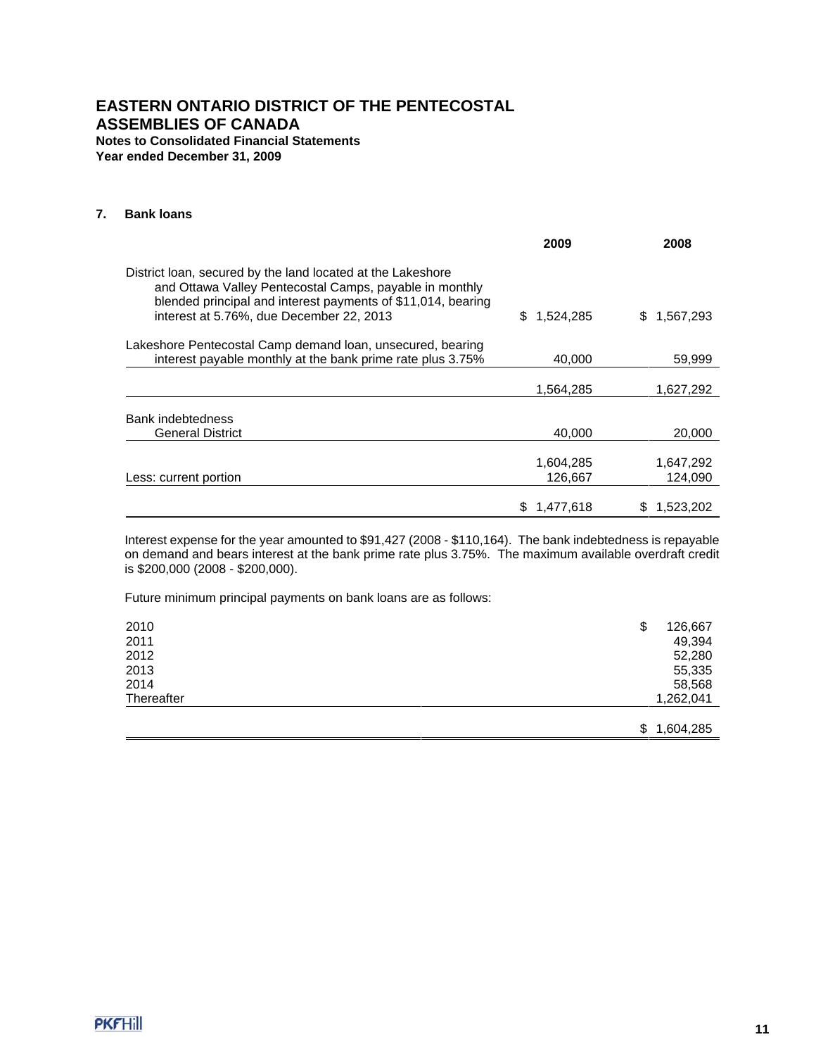# EASTERN ONTARIO DISTRICT OF THE PENTECOSTAL ASSEMBLIES OF CANADA

**Notes to Consolidated Financial Statements**
**Year ended December 31, 2009**

## 7. Bank loans

| | 2009 | 2008 |
|---|---|---|
| District loan, secured by the land located at the Lakeshore and Ottawa Valley Pentecostal Camps, payable in monthly blended principal and interest payments of $11,014, bearing interest at 5.76%, due December 22, 2013 | $ 1,524,285 | $ 1,567,293 |
| Lakeshore Pentecostal Camp demand loan, unsecured, bearing interest payable monthly at the bank prime rate plus 3.75% | 40,000 | 59,999 |
| | 1,564,285 | 1,627,292 |
| Bank indebtedness | | |
| General District | 40,000 | 20,000 |
| | 1,604,285 | 1,647,292 |
| Less: current portion | 126,667 | 124,090 |
| | $ 1,477,618 | $ 1,523,202 |

Interest expense for the year amounted to $91,427 (2008 - $110,164). The bank indebtedness is repayable on demand and bears interest at the bank prime rate plus 3.75%. The maximum available overdraft credit is $200,000 (2008 - $200,000).

Future minimum principal payments on bank loans are as follows:

| | |
|---|---|
| 2010 | $ 126,667 |
| 2011 | 49,394 |
| 2012 | 52,280 |
| 2013 | 55,335 |
| 2014 | 58,568 |
| Thereafter | 1,262,041 |
| | $ 1,604,285 |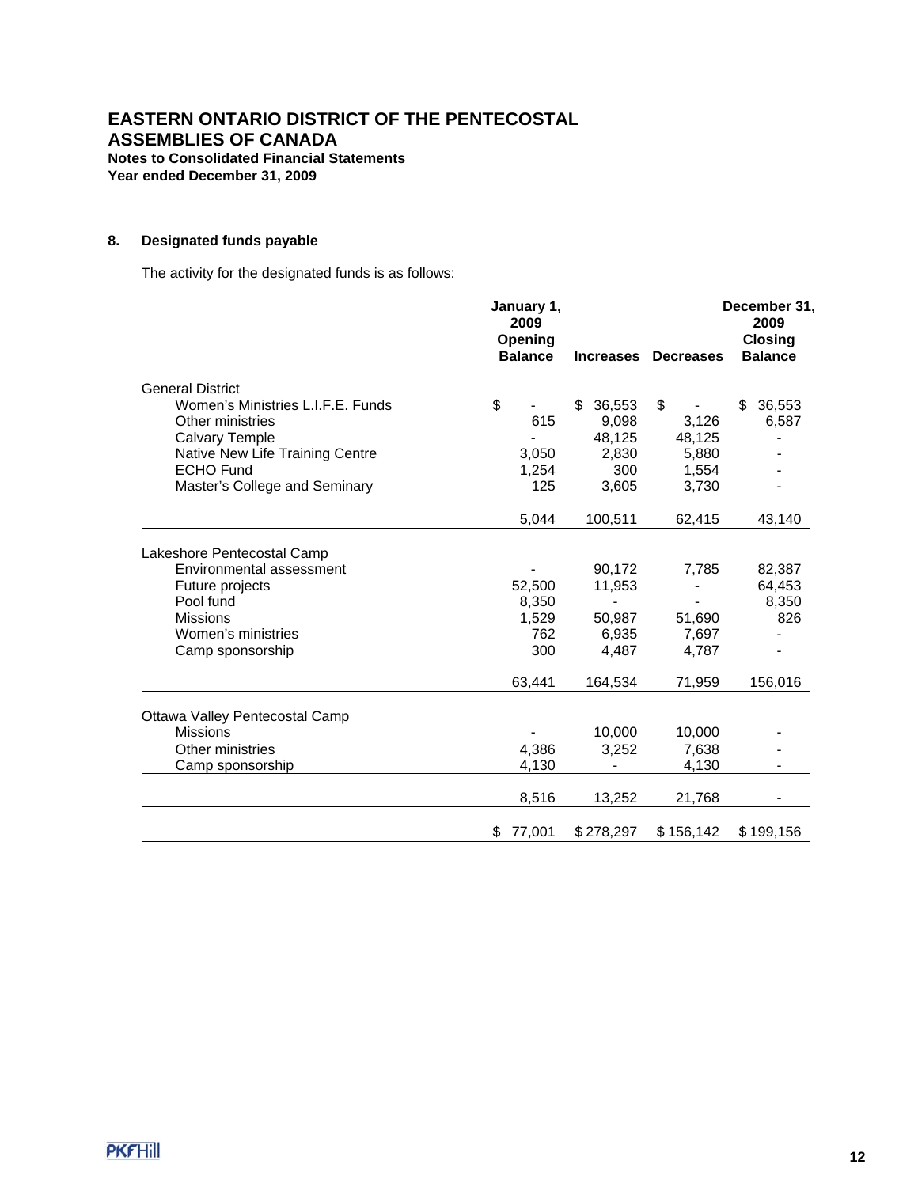# EASTERN ONTARIO DISTRICT OF THE PENTECOSTAL ASSEMBLIES OF CANADA

**Notes to Consolidated Financial Statements**
**Year ended December 31, 2009**

## 8. Designated funds payable

The activity for the designated funds is as follows:

| | January 1, 2009 Opening Balance | Increases | Decreases | December 31, 2009 Closing Balance |
|---|---|---|---|---|
| General District | | | | |
| Women's Ministries L.I.F.E. Funds | $ - | $ 36,553 | $ - | $ 36,553 |
| Other ministries | 615 | 9,098 | 3,126 | 6,587 |
| Calvary Temple | - | 48,125 | 48,125 | - |
| Native New Life Training Centre | 3,050 | 2,830 | 5,880 | - |
| ECHO Fund | 1,254 | 300 | 1,554 | - |
| Master's College and Seminary | 125 | 3,605 | 3,730 | - |
| | 5,044 | 100,511 | 62,415 | 43,140 |
| Lakeshore Pentecostal Camp | | | | |
| Environmental assessment | - | 90,172 | 7,785 | 82,387 |
| Future projects | 52,500 | 11,953 | - | 64,453 |
| Pool fund | 8,350 | - | - | 8,350 |
| Missions | 1,529 | 50,987 | 51,690 | 826 |
| Women's ministries | 762 | 6,935 | 7,697 | - |
| Camp sponsorship | 300 | 4,487 | 4,787 | - |
| | 63,441 | 164,534 | 71,959 | 156,016 |
| Ottawa Valley Pentecostal Camp | | | | |
| Missions | - | 10,000 | 10,000 | - |
| Other ministries | 4,386 | 3,252 | 7,638 | - |
| Camp sponsorship | 4,130 | - | 4,130 | - |
| | 8,516 | 13,252 | 21,768 | - |
| | $ 77,001 | $ 278,297 | $ 156,142 | $ 199,156 |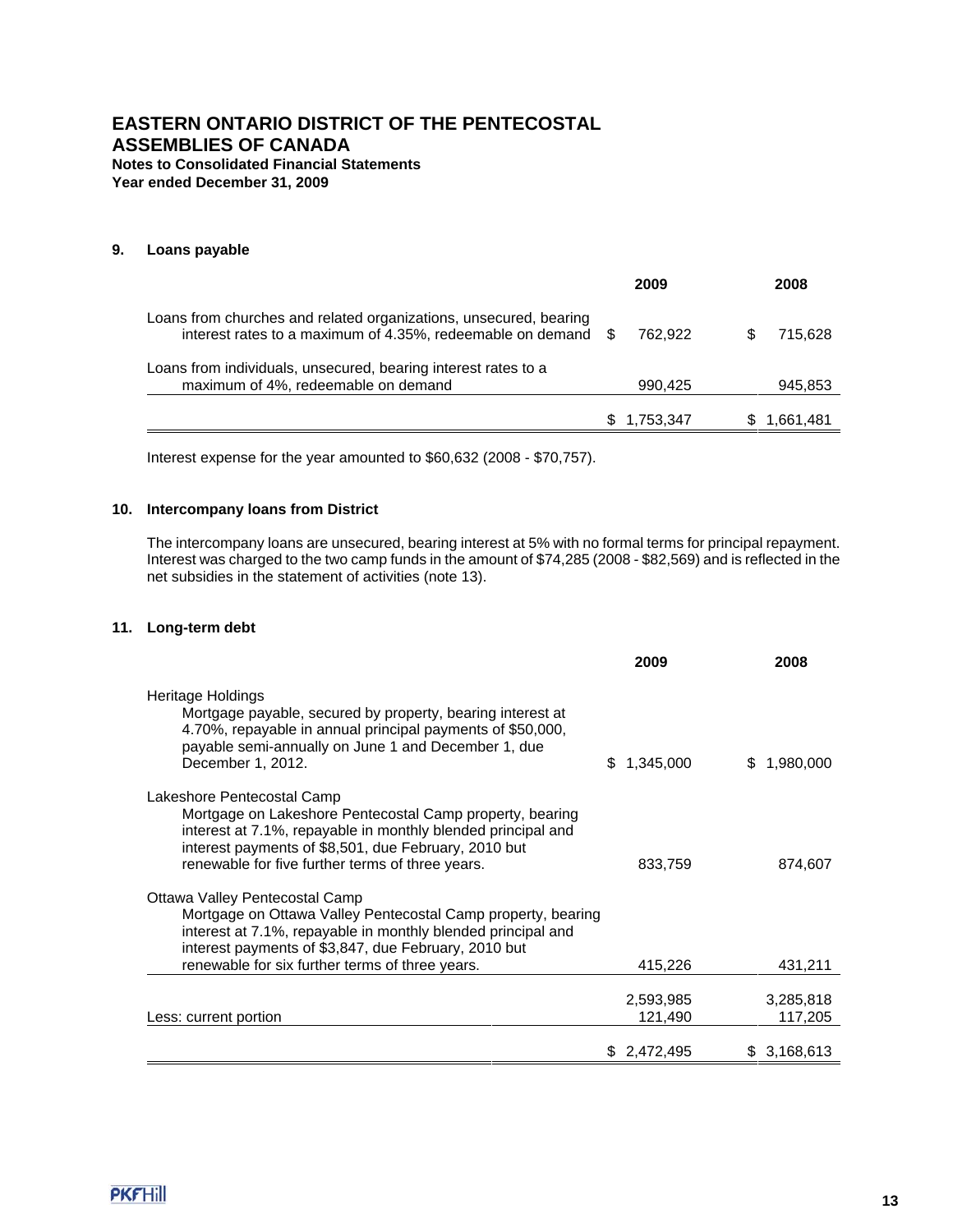# EASTERN ONTARIO DISTRICT OF THE PENTECOSTAL ASSEMBLIES OF CANADA

**Notes to Consolidated Financial Statements**
**Year ended December 31, 2009**

## 9. Loans payable

| | 2009 | 2008 |
|---|---|---|
| Loans from churches and related organizations, unsecured, bearing interest rates to a maximum of 4.35%, redeemable on demand | $ 762,922 | $ 715,628 |
| Loans from individuals, unsecured, bearing interest rates to a maximum of 4%, redeemable on demand | 990,425 | 945,853 |
| | $ 1,753,347 | $ 1,661,481 |

Interest expense for the year amounted to $60,632 (2008 - $70,757).

## 10. Intercompany loans from District

The intercompany loans are unsecured, bearing interest at 5% with no formal terms for principal repayment. Interest was charged to the two camp funds in the amount of $74,285 (2008 - $82,569) and is reflected in the net subsidies in the statement of activities (note 13).

## 11. Long-term debt

| | 2009 | 2008 |
|---|---|---|
| Heritage Holdings<br>Mortgage payable, secured by property, bearing interest at 4.70%, repayable in annual principal payments of $50,000, payable semi-annually on June 1 and December 1, due December 1, 2012. | $ 1,345,000 | $ 1,980,000 |
| Lakeshore Pentecostal Camp<br>Mortgage on Lakeshore Pentecostal Camp property, bearing interest at 7.1%, repayable in monthly blended principal and interest payments of $8,501, due February, 2010 but renewable for five further terms of three years. | 833,759 | 874,607 |
| Ottawa Valley Pentecostal Camp<br>Mortgage on Ottawa Valley Pentecostal Camp property, bearing interest at 7.1%, repayable in monthly blended principal and interest payments of $3,847, due February, 2010 but renewable for six further terms of three years. | 415,226 | 431,211 |
| | 2,593,985 | 3,285,818 |
| Less: current portion | 121,490 | 117,205 |
| | $ 2,472,495 | $ 3,168,613 |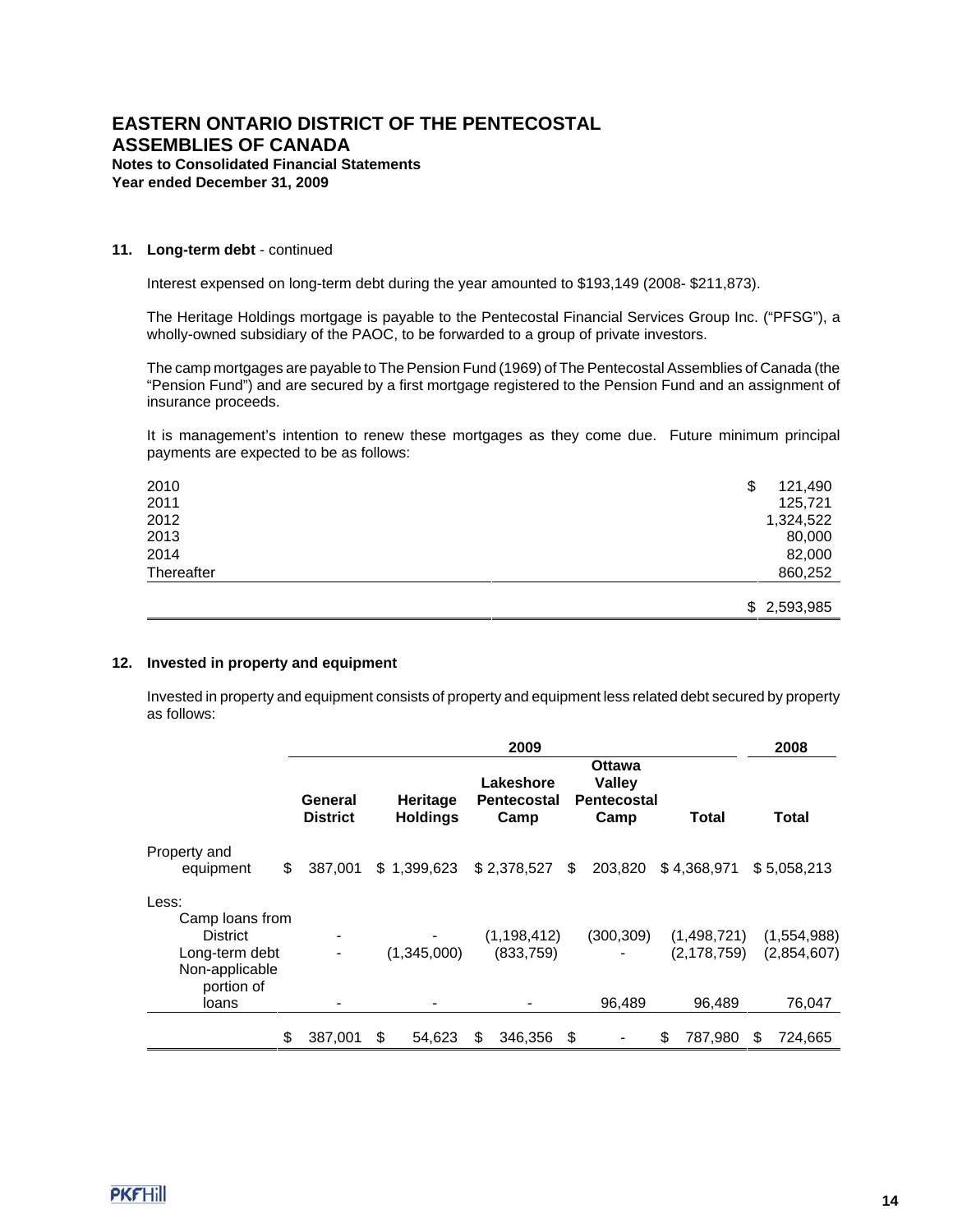# EASTERN ONTARIO DISTRICT OF THE PENTECOSTAL ASSEMBLIES OF CANADA

**Notes to Consolidated Financial Statements**
**Year ended December 31, 2009**

## 11. Long-term debt - continued

Interest expensed on long-term debt during the year amounted to $193,149 (2008- $211,873).

The Heritage Holdings mortgage is payable to the Pentecostal Financial Services Group Inc. ("PFSG"), a wholly-owned subsidiary of the PAOC, to be forwarded to a group of private investors.

The camp mortgages are payable to The Pension Fund (1969) of The Pentecostal Assemblies of Canada (the "Pension Fund") and are secured by a first mortgage registered to the Pension Fund and an assignment of insurance proceeds.

It is management's intention to renew these mortgages as they come due. Future minimum principal payments are expected to be as follows:

| | |
|---|---|
| 2010 | $ 121,490 |
| 2011 | 125,721 |
| 2012 | 1,324,522 |
| 2013 | 80,000 |
| 2014 | 82,000 |
| Thereafter | 860,252 |
| | $ 2,593,985 |

## 12. Invested in property and equipment

Invested in property and equipment consists of property and equipment less related debt secured by property as follows:

| | 2009 | | | | | 2008 |
|---|---|---|---|---|---|---|
| | General District | Heritage Holdings | Lakeshore Pentecostal Camp | Ottawa Valley Pentecostal Camp | Total | Total |
| Property and equipment | $ 387,001 | $ 1,399,623 | $ 2,378,527 | $ 203,820 | $ 4,368,971 | $ 5,058,213 |
| Less: | | | | | | |
| Camp loans from District | - | - | (1,198,412) | (300,309) | (1,498,721) | (1,554,988) |
| Long-term debt | - | (1,345,000) | (833,759) | - | (2,178,759) | (2,854,607) |
| Non-applicable portion of loans | - | - | - | 96,489 | 96,489 | 76,047 |
| | $ 387,001 | $ 54,623 | $ 346,356 | $ - | $ 787,980 | $ 724,665 |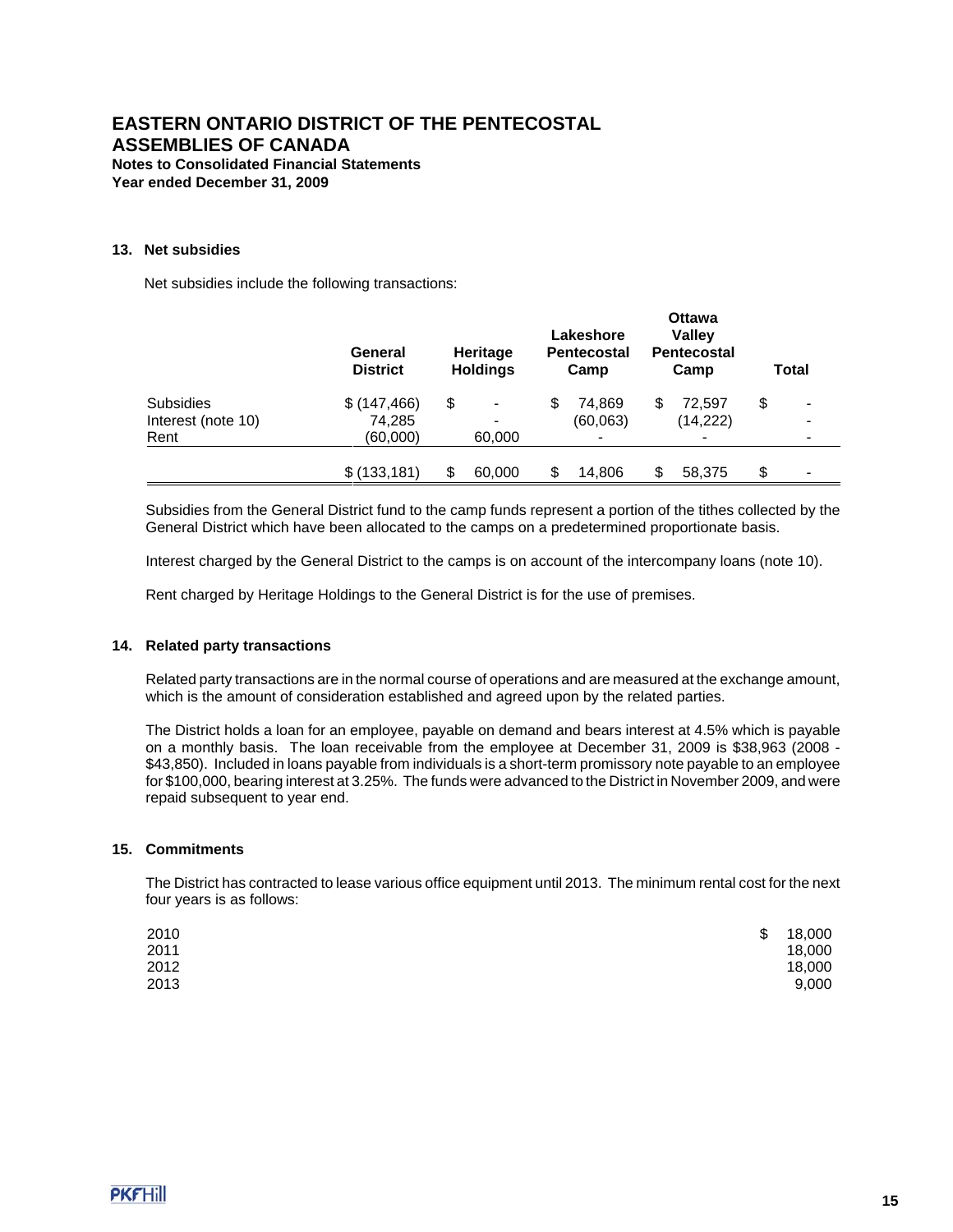# EASTERN ONTARIO DISTRICT OF THE PENTECOSTAL ASSEMBLIES OF CANADA

**Notes to Consolidated Financial Statements**
**Year ended December 31, 2009**

### 13. Net subsidies

Net subsidies include the following transactions:

| | General District | Heritage Holdings | Lakeshore Pentecostal Camp | Ottawa Valley Pentecostal Camp | Total |
|---|---|---|---|---|---|
| Subsidies | $ (147,466) | $ - | $ 74,869 | $ 72,597 | $ - |
| Interest (note 10) | 74,285 | - | (60,063) | (14,222) | - |
| Rent | (60,000) | 60,000 | - | - | - |
| | $ (133,181) | $ 60,000 | $ 14,806 | $ 58,375 | $ - |

Subsidies from the General District fund to the camp funds represent a portion of the tithes collected by the General District which have been allocated to the camps on a predetermined proportionate basis.

Interest charged by the General District to the camps is on account of the intercompany loans (note 10).

Rent charged by Heritage Holdings to the General District is for the use of premises.

### 14. Related party transactions

Related party transactions are in the normal course of operations and are measured at the exchange amount, which is the amount of consideration established and agreed upon by the related parties.

The District holds a loan for an employee, payable on demand and bears interest at 4.5% which is payable on a monthly basis. The loan receivable from the employee at December 31, 2009 is $38,963 (2008 - $43,850). Included in loans payable from individuals is a short-term promissory note payable to an employee for $100,000, bearing interest at 3.25%. The funds were advanced to the District in November 2009, and were repaid subsequent to year end.

### 15. Commitments

The District has contracted to lease various office equipment until 2013. The minimum rental cost for the next four years is as follows:

| | |
|---|---|
| 2010 | $ 18,000 |
| 2011 | 18,000 |
| 2012 | 18,000 |
| 2013 | 9,000 |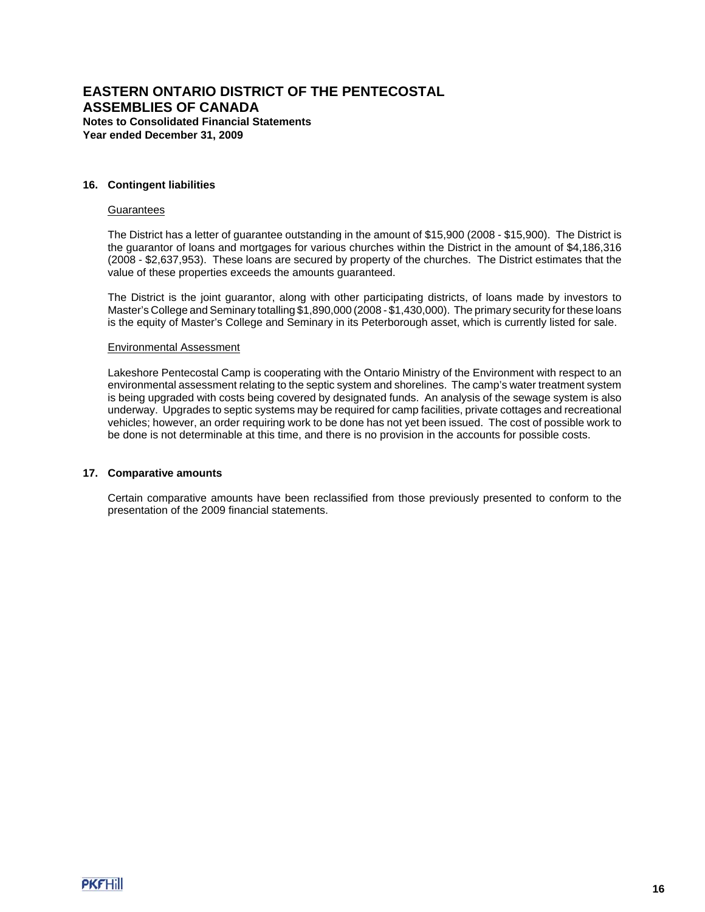## 16. Contingent liabilities

Guarantees

The District has a letter of guarantee outstanding in the amount of $15,900 (2008 - $15,900). The District is the guarantor of loans and mortgages for various churches within the District in the amount of $4,186,316 (2008 - $2,637,953). These loans are secured by property of the churches. The District estimates that the value of these properties exceeds the amounts guaranteed.

The District is the joint guarantor, along with other participating districts, of loans made by investors to Master's College and Seminary totalling $1,890,000 (2008 - $1,430,000). The primary security for these loans is the equity of Master's College and Seminary in its Peterborough asset, which is currently listed for sale.

Environmental Assessment

Lakeshore Pentecostal Camp is cooperating with the Ontario Ministry of the Environment with respect to an environmental assessment relating to the septic system and shorelines. The camp's water treatment system is being upgraded with costs being covered by designated funds. An analysis of the sewage system is also underway. Upgrades to septic systems may be required for camp facilities, private cottages and recreational vehicles; however, an order requiring work to be done has not yet been issued. The cost of possible work to be done is not determinable at this time, and there is no provision in the accounts for possible costs.

## 17. Comparative amounts

Certain comparative amounts have been reclassified from those previously presented to conform to the presentation of the 2009 financial statements.